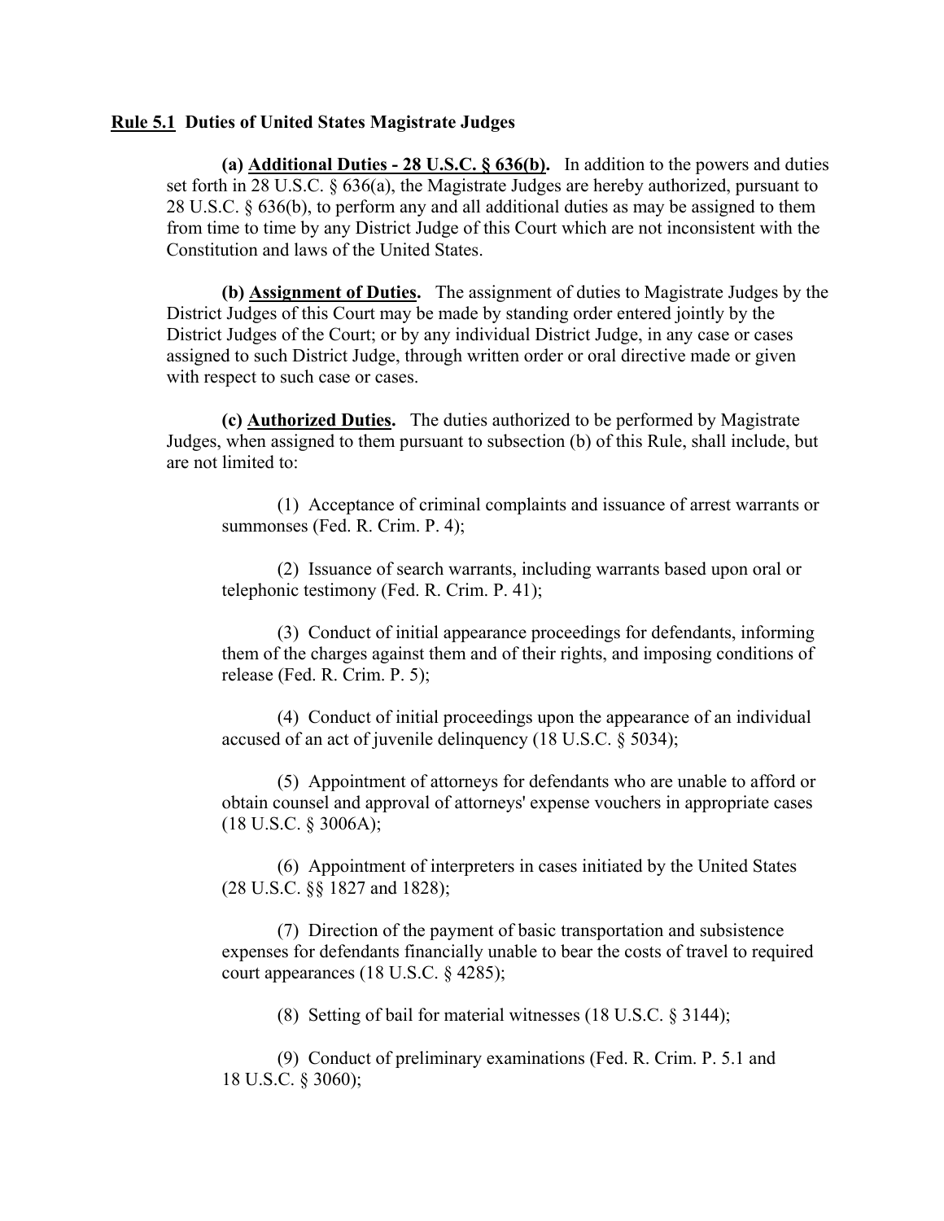## Rule 5.1 Duties of United States Magistrate Judges

**(a) Additional Duties - 28 U.S.C. § 636(b).** In addition to the powers and duties set forth in 28 U.S.C. § 636(a), the Magistrate Judges are hereby authorized, pursuant to 28 U.S.C. § 636(b), to perform any and all additional duties as may be assigned to them from time to time by any District Judge of this Court which are not inconsistent with the Constitution and laws of the United States.

**(b) Assignment of Duties.** The assignment of duties to Magistrate Judges by the District Judges of this Court may be made by standing order entered jointly by the District Judges of the Court; or by any individual District Judge, in any case or cases assigned to such District Judge, through written order or oral directive made or given with respect to such case or cases.

**(c) Authorized Duties.** The duties authorized to be performed by Magistrate Judges, when assigned to them pursuant to subsection (b) of this Rule, shall include, but are not limited to:

(1) Acceptance of criminal complaints and issuance of arrest warrants or summonses (Fed. R. Crim. P. 4);

(2) Issuance of search warrants, including warrants based upon oral or telephonic testimony (Fed. R. Crim. P. 41);

(3) Conduct of initial appearance proceedings for defendants, informing them of the charges against them and of their rights, and imposing conditions of release (Fed. R. Crim. P. 5);

(4) Conduct of initial proceedings upon the appearance of an individual accused of an act of juvenile delinquency (18 U.S.C. § 5034);

(5) Appointment of attorneys for defendants who are unable to afford or obtain counsel and approval of attorneys' expense vouchers in appropriate cases (18 U.S.C. § 3006A);

(6) Appointment of interpreters in cases initiated by the United States (28 U.S.C. §§ 1827 and 1828);

(7) Direction of the payment of basic transportation and subsistence expenses for defendants financially unable to bear the costs of travel to required court appearances (18 U.S.C. § 4285);

(8) Setting of bail for material witnesses (18 U.S.C. § 3144);

(9) Conduct of preliminary examinations (Fed. R. Crim. P. 5.1 and 18 U.S.C. § 3060);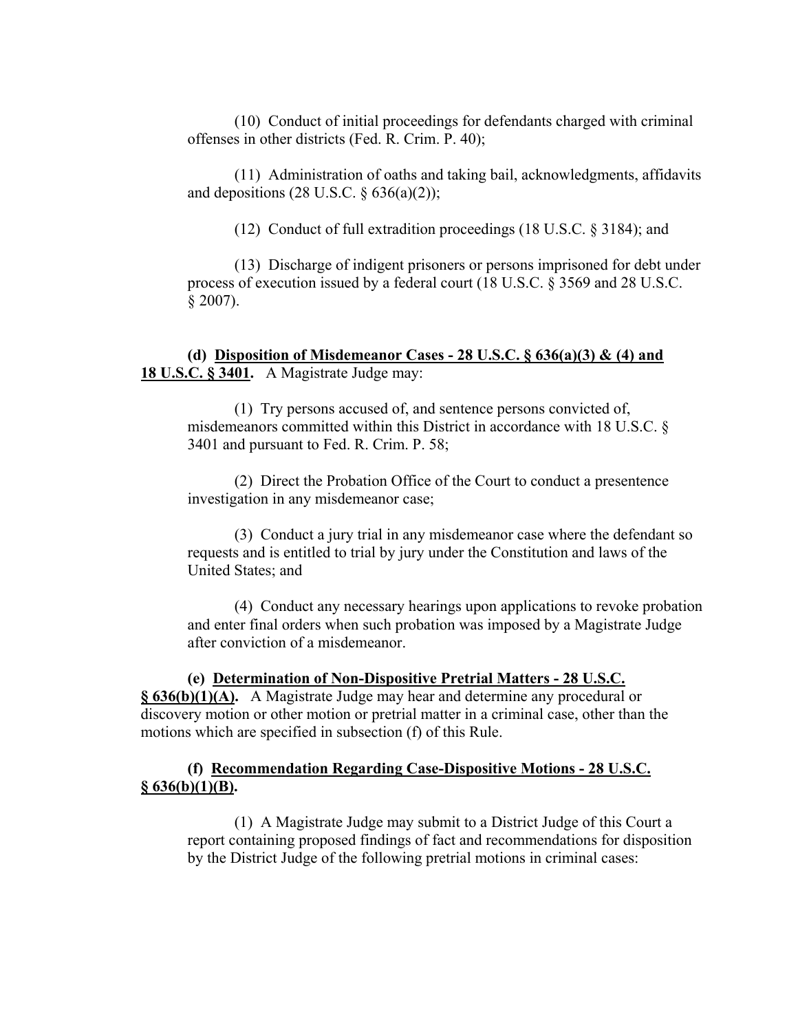(10) Conduct of initial proceedings for defendants charged with criminal offenses in other districts (Fed. R. Crim. P. 40);

(11) Administration of oaths and taking bail, acknowledgments, affidavits and depositions (28 U.S.C. § 636(a)(2));

(12) Conduct of full extradition proceedings (18 U.S.C. § 3184); and

(13) Discharge of indigent prisoners or persons imprisoned for debt under process of execution issued by a federal court (18 U.S.C. § 3569 and 28 U.S.C. § 2007).

**(d) <u>Disposition of Misdemeanor Cases - 28 U.S.C. § 636(a)(3) & (4) and 18 U.S.C. § 3401</u>.** A Magistrate Judge may:

(1) Try persons accused of, and sentence persons convicted of, misdemeanors committed within this District in accordance with 18 U.S.C. § 3401 and pursuant to Fed. R. Crim. P. 58;

(2) Direct the Probation Office of the Court to conduct a presentence investigation in any misdemeanor case;

(3) Conduct a jury trial in any misdemeanor case where the defendant so requests and is entitled to trial by jury under the Constitution and laws of the United States; and

(4) Conduct any necessary hearings upon applications to revoke probation and enter final orders when such probation was imposed by a Magistrate Judge after conviction of a misdemeanor.

**(e) <u>Determination of Non-Dispositive Pretrial Matters - 28 U.S.C. § 636(b)(1)(A)</u>.** A Magistrate Judge may hear and determine any procedural or discovery motion or other motion or pretrial matter in a criminal case, other than the motions which are specified in subsection (f) of this Rule.

**(f) <u>Recommendation Regarding Case-Dispositive Motions - 28 U.S.C. § 636(b)(1)(B)</u>.**

(1) A Magistrate Judge may submit to a District Judge of this Court a report containing proposed findings of fact and recommendations for disposition by the District Judge of the following pretrial motions in criminal cases: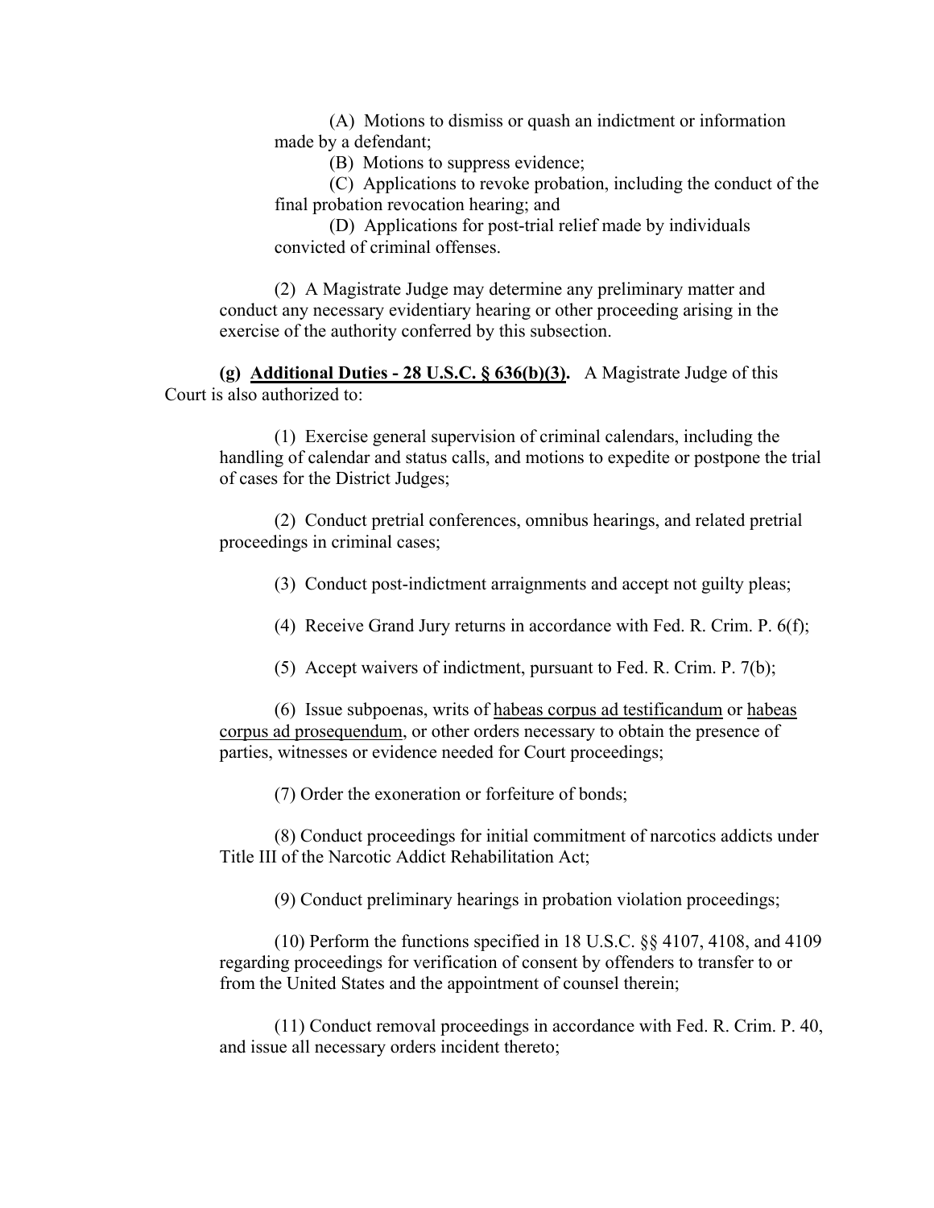(A) Motions to dismiss or quash an indictment or information made by a defendant;

(B) Motions to suppress evidence;

(C) Applications to revoke probation, including the conduct of the final probation revocation hearing; and

(D) Applications for post-trial relief made by individuals convicted of criminal offenses.

(2) A Magistrate Judge may determine any preliminary matter and conduct any necessary evidentiary hearing or other proceeding arising in the exercise of the authority conferred by this subsection.

**(g) Additional Duties - 28 U.S.C. § 636(b)(3).** A Magistrate Judge of this Court is also authorized to:

(1) Exercise general supervision of criminal calendars, including the handling of calendar and status calls, and motions to expedite or postpone the trial of cases for the District Judges;

(2) Conduct pretrial conferences, omnibus hearings, and related pretrial proceedings in criminal cases;

(3) Conduct post-indictment arraignments and accept not guilty pleas;

(4) Receive Grand Jury returns in accordance with Fed. R. Crim. P. 6(f);

(5) Accept waivers of indictment, pursuant to Fed. R. Crim. P. 7(b);

(6) Issue subpoenas, writs of habeas corpus ad testificandum or habeas corpus ad prosequendum, or other orders necessary to obtain the presence of parties, witnesses or evidence needed for Court proceedings;

(7) Order the exoneration or forfeiture of bonds;

(8) Conduct proceedings for initial commitment of narcotics addicts under Title III of the Narcotic Addict Rehabilitation Act;

(9) Conduct preliminary hearings in probation violation proceedings;

(10) Perform the functions specified in 18 U.S.C. §§ 4107, 4108, and 4109 regarding proceedings for verification of consent by offenders to transfer to or from the United States and the appointment of counsel therein;

(11) Conduct removal proceedings in accordance with Fed. R. Crim. P. 40, and issue all necessary orders incident thereto;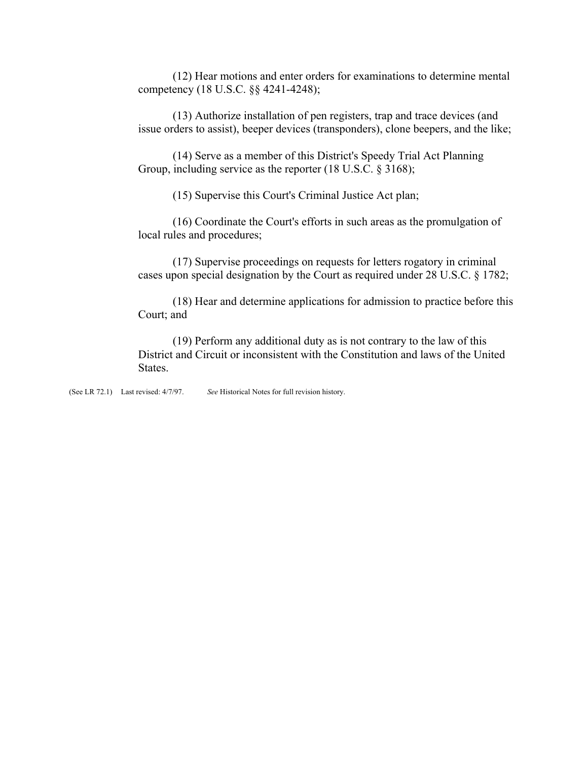(12) Hear motions and enter orders for examinations to determine mental competency (18 U.S.C. §§ 4241-4248);

(13) Authorize installation of pen registers, trap and trace devices (and issue orders to assist), beeper devices (transponders), clone beepers, and the like;

(14) Serve as a member of this District's Speedy Trial Act Planning Group, including service as the reporter (18 U.S.C. § 3168);

(15) Supervise this Court's Criminal Justice Act plan;

(16) Coordinate the Court's efforts in such areas as the promulgation of local rules and procedures;

(17) Supervise proceedings on requests for letters rogatory in criminal cases upon special designation by the Court as required under 28 U.S.C. § 1782;

(18) Hear and determine applications for admission to practice before this Court; and

(19) Perform any additional duty as is not contrary to the law of this District and Circuit or inconsistent with the Constitution and laws of the United States.

(See LR 72.1) Last revised: 4/7/97. *See* Historical Notes for full revision history.